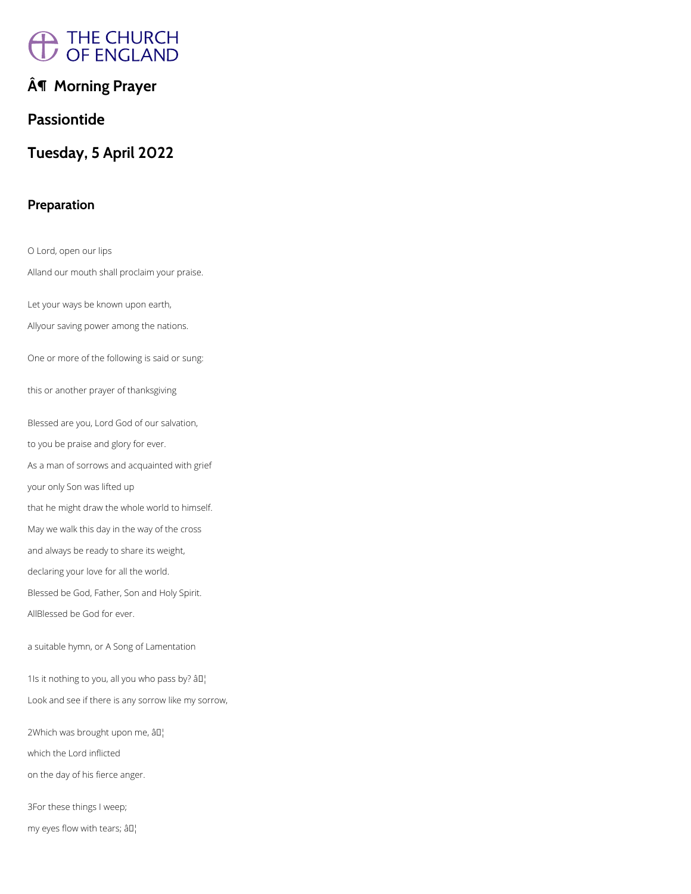# Â¶ Morning Prayer

## Passiontide

## Tuesday, 5 April 2022

### Preparation

O Lord, open our lips

Alland our mouth shall proclaim your praise.

Let your ways be known upon earth,

Allyour saving power among the nations.

One or more of the following is said or sung:

this or another prayer of thanksgiving

Blessed are you, Lord God of our salvation,

to you be praise and glory for ever.

As a man of sorrows and acquainted with grief

your only Son was lifted up

that he might draw the whole world to himself.

May we walk this day in the way of the cross

and always be ready to share its weight,

declaring your love for all the world.

Blessed be God, Father, Son and Holy Spirit.

AllBlessed be God for ever.

a suitable hymn, or A Song of Lamentation

1Is it nothing to you, all you who pass by? â¦

Look and see if there is any sorrow like my sorrow,

2Which was brought upon me, â¦

which the Lord inflicted

on the day of his fierce anger.

3For these things I weep;

my eyes flow with tears; â¦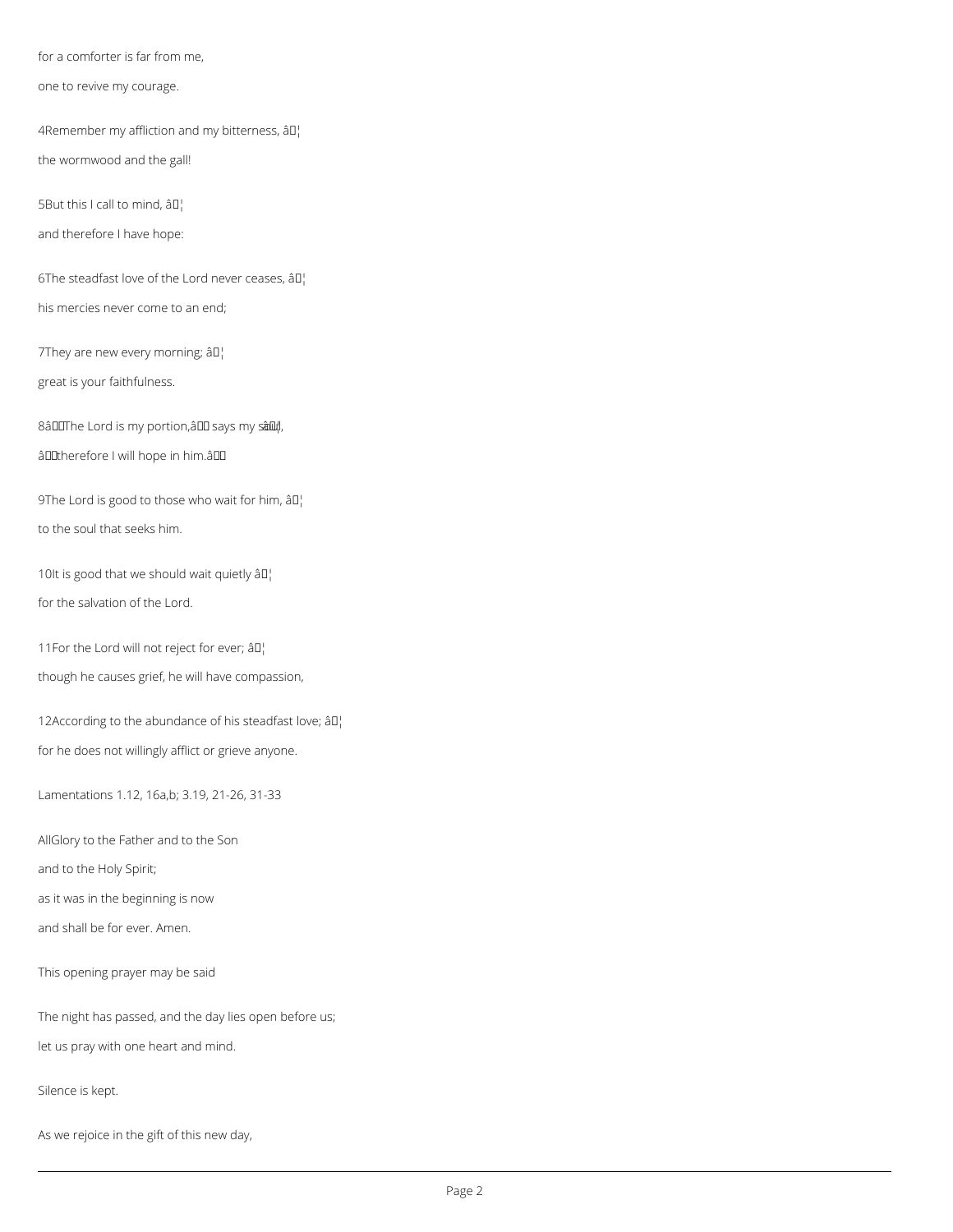for a comforter is far from me,

one to revive my courage.

4Remember my affliction and my bitterness, …

the wormwood and the gall!

5But this I call to mind, …

and therefore I have hope:

6The steadfast love of the Lord never ceases, …

his mercies never come to an end;

7They are new every morning; …

great is your faithfulness.

8“The Lord is my portion,” says my soul,

“therefore I will hope in him.”

9The Lord is good to those who wait for him, …

to the soul that seeks him.

10It is good that we should wait quietly …

for the salvation of the Lord.

11For the Lord will not reject for ever; …

though he causes grief, he will have compassion,

12According to the abundance of his steadfast love; …

for he does not willingly afflict or grieve anyone.

Lamentations 1.12, 16a,b; 3.19, 21-26, 31-33

**All** Glory to the Father and to the Son

and to the Holy Spirit;

as it was in the beginning is now

and shall be for ever. Amen.

This opening prayer may be said

The night has passed, and the day lies open before us;

let us pray with one heart and mind.

Silence is kept.

As we rejoice in the gift of this new day,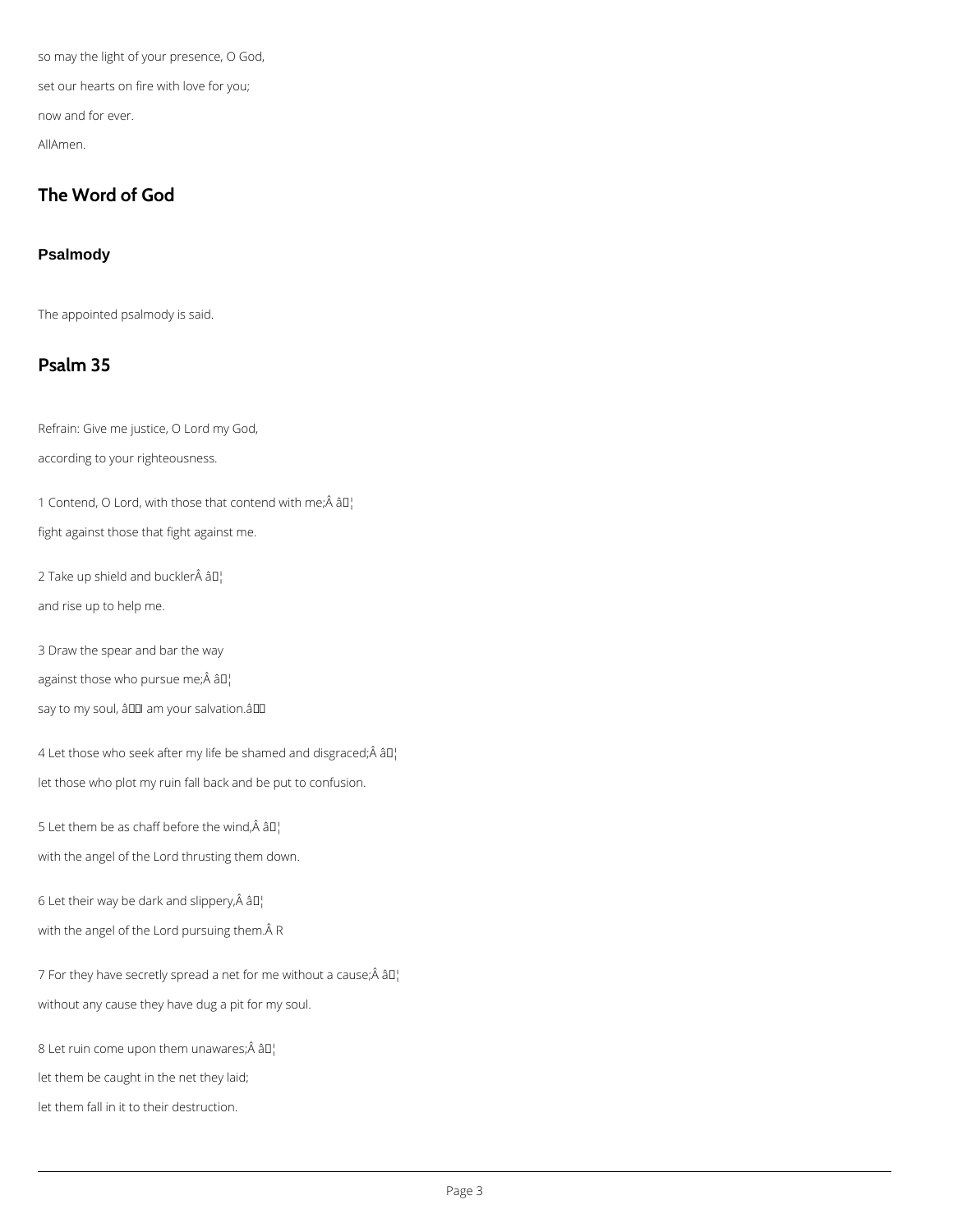so may the light of your presence, O God,

set our hearts on fire with love for you;

now and for ever.

AllAmen.

## The Word of God

### Psalmody

The appointed psalmody is said.

## Psalm 35

Refrain: Give me justice, O Lord my God,

according to your righteousness.

1 Contend, O Lord, with those that contend with me;Â â¦

fight against those that fight against me.

2 Take up shield and bucklerÂ â¦

and rise up to help me.

3 Draw the spear and bar the way

against those who pursue me;Â â¦

say to my soul, âI am your salvation.â

4 Let those who seek after my life be shamed and disgraced;Â â¦

let those who plot my ruin fall back and be put to confusion.

5 Let them be as chaff before the wind,Â â¦

with the angel of the Lord thrusting them down.

6 Let their way be dark and slippery,Â â¦

with the angel of the Lord pursuing them.Â R

7 For they have secretly spread a net for me without a cause;Â â¦

without any cause they have dug a pit for my soul.

8 Let ruin come upon them unawares;Â â¦

let them be caught in the net they laid;

let them fall in it to their destruction.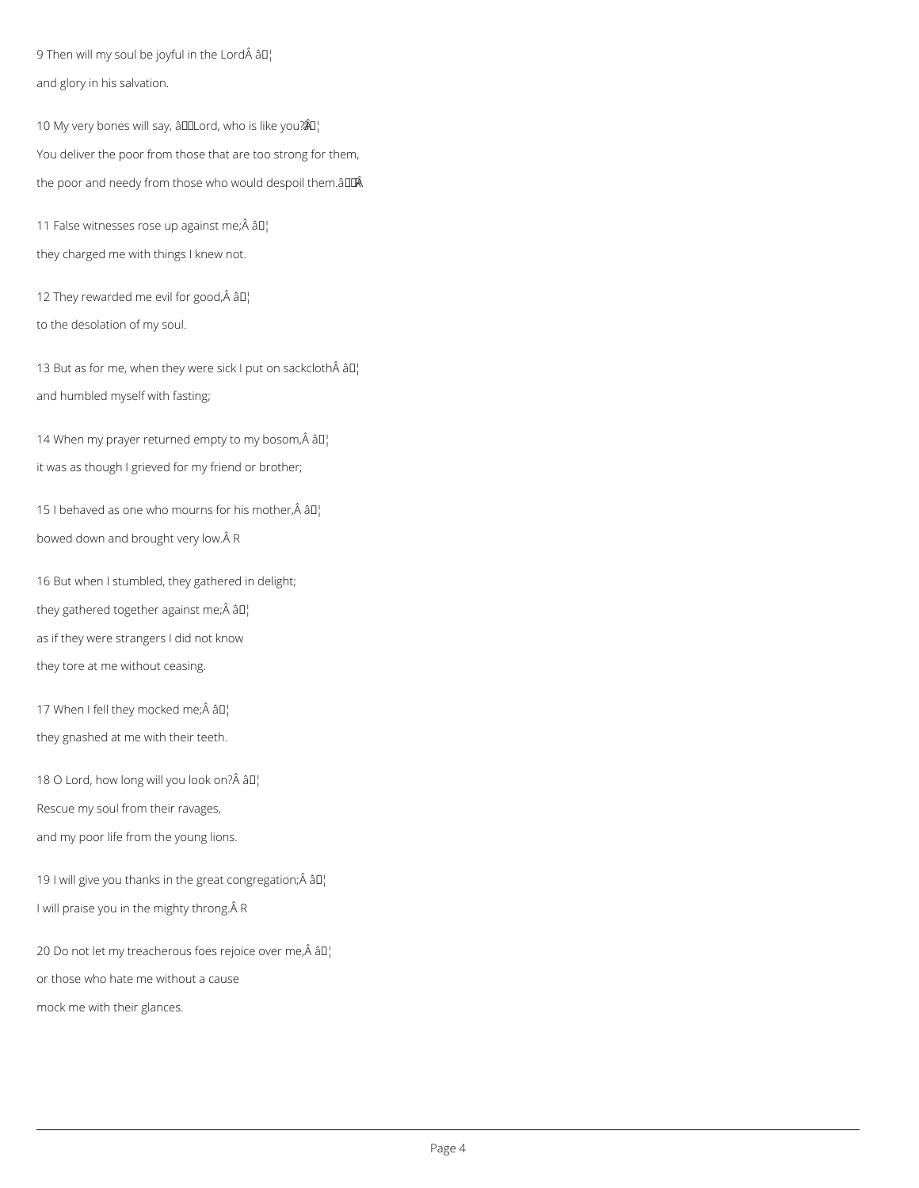9 Then will my soul be joyful in the LordÂ â¦
and glory in his salvation.

10 My very bones will say, ââLord, who is like you?â¦
You deliver the poor from those that are too strong for them,
the poor and needy from those who would despoil them.ââÂ R

11 False witnesses rose up against me;Â â¦
they charged me with things I knew not.

12 They rewarded me evil for good,Â â¦
to the desolation of my soul.

13 But as for me, when they were sick I put on sackclothÂ â¦
and humbled myself with fasting;

14 When my prayer returned empty to my bosom,Â â¦
it was as though I grieved for my friend or brother;

15 I behaved as one who mourns for his mother,Â â¦
bowed down and brought very low.Â R

16 But when I stumbled, they gathered in delight;
they gathered together against me;Â â¦
as if they were strangers I did not know
they tore at me without ceasing.

17 When I fell they mocked me;Â â¦
they gnashed at me with their teeth.

18 O Lord, how long will you look on?Â â¦
Rescue my soul from their ravages,
and my poor life from the young lions.

19 I will give you thanks in the great congregation;Â â¦
I will praise you in the mighty throng.Â R

20 Do not let my treacherous foes rejoice over me,Â â¦
or those who hate me without a cause
mock me with their glances.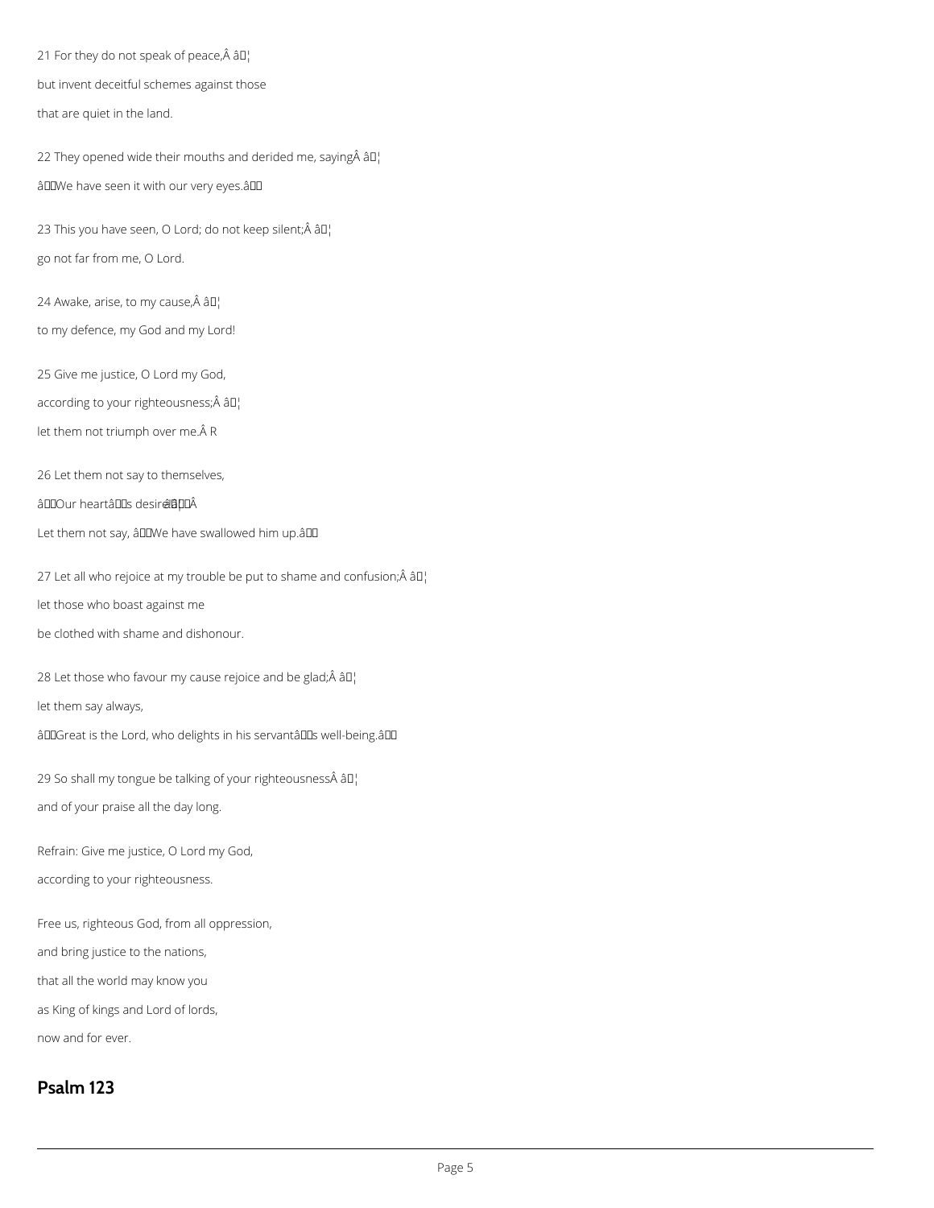21 For they do not speak of peace,Â â¦

but invent deceitful schemes against those

that are quiet in the land.

22 They opened wide their mouths and derided me, sayingÂ â¦

âWe have seen it with our very eyes.â

23 This you have seen, O Lord; do not keep silent;Â â¦

go not far from me, O Lord.

24 Awake, arise, to my cause,Â â¦

to my defence, my God and my Lord!

25 Give me justice, O Lord my God,

according to your righteousness;Â â¦

let them not triumph over me.Â R

26 Let them not say to themselves,

âOur heartâs desire!âÂ

Let them not say, âWe have swallowed him up.â

27 Let all who rejoice at my trouble be put to shame and confusion;Â â¦

let those who boast against me

be clothed with shame and dishonour.

28 Let those who favour my cause rejoice and be glad;Â â¦

let them say always,

âGreat is the Lord, who delights in his servantâs well-being.â

29 So shall my tongue be talking of your righteousnessÂ â¦

and of your praise all the day long.

Refrain: Give me justice, O Lord my God,

according to your righteousness.

Free us, righteous God, from all oppression,

and bring justice to the nations,

that all the world may know you

as King of kings and Lord of lords,

now and for ever.

## Psalm 123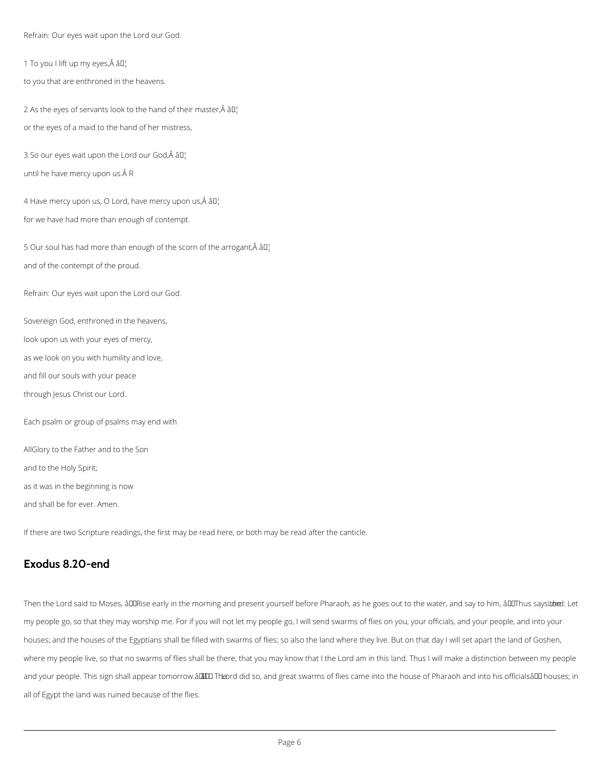Refrain: Our eyes wait upon the Lord our God.

1 To you I lift up my eyes, ♦

to you that are enthroned in the heavens.

2 As the eyes of servants look to the hand of their master, ♦

or the eyes of a maid to the hand of her mistress,

3 So our eyes wait upon the Lord our God, ♦

until he have mercy upon us. R

4 Have mercy upon us, O Lord, have mercy upon us, ♦

for we have had more than enough of contempt.

5 Our soul has had more than enough of the scorn of the arrogant, ♦

and of the contempt of the proud.

Refrain: Our eyes wait upon the Lord our God.

Sovereign God, enthroned in the heavens,

look upon us with your eyes of mercy,

as we look on you with humility and love,

and fill our souls with your peace

through Jesus Christ our Lord.

Each psalm or group of psalms may end with

*All* Glory to the Father and to the Son

and to the Holy Spirit;

as it was in the beginning is now

and shall be for ever. Amen.

If there are two Scripture readings, the first may be read here, or both may be read after the canticle.

## Exodus 8.20-end

Then the Lord said to Moses, 'Rise early in the morning and present yourself before Pharaoh, as he goes out to the water, and say to him, "Thus says the Lord: Let my people go, so that they may worship me. For if you will not let my people go, I will send swarms of flies on you, your officials, and your people, and into your houses; and the houses of the Egyptians shall be filled with swarms of flies; so also the land where they live. But on that day I will set apart the land of Goshen, where my people live, so that no swarms of flies shall be there, that you may know that I the Lord am in this land. Thus I will make a distinction between my people and your people. This sign shall appear tomorrow." ' The Lord did so, and great swarms of flies came into the house of Pharaoh and into his officials' houses; in all of Egypt the land was ruined because of the flies.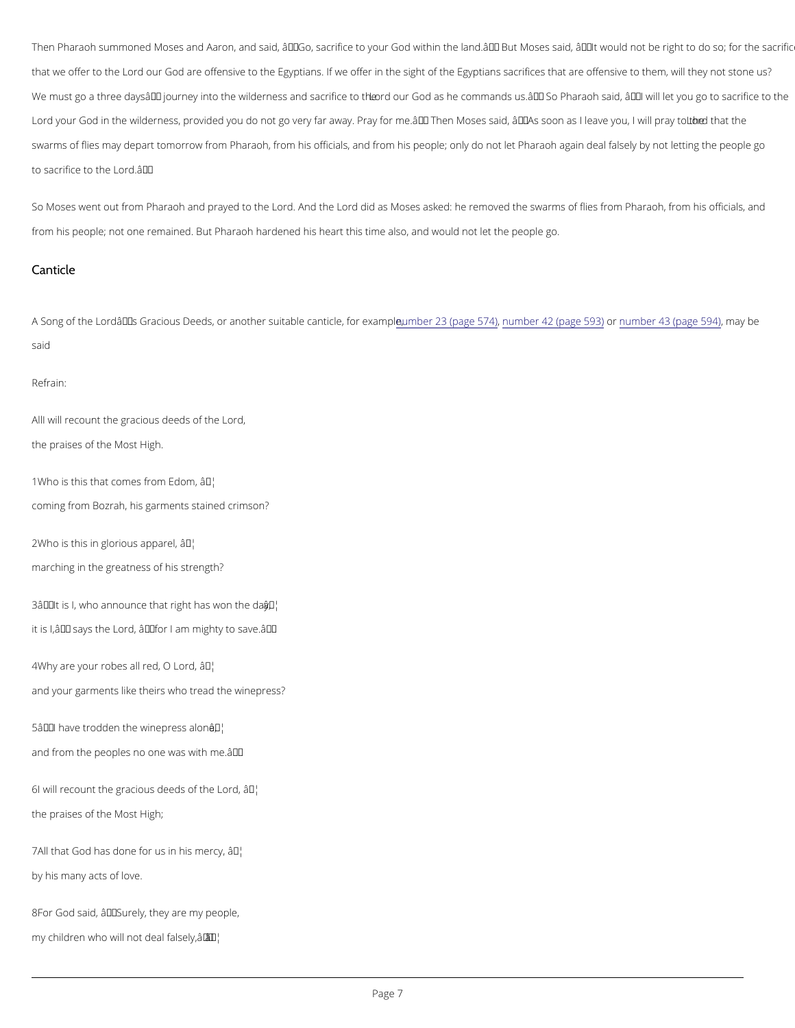Then Pharaoh summoned Moses and Aaron, and said, "Go, sacrifice to your God within the land." But Moses said, "It would not be right to do so; for the sacrifice that we offer to the Lord our God are offensive to the Egyptians. If we offer in the sight of the Egyptians sacrifices that are offensive to them, will they not stone us? We must go a three days' journey into the wilderness and sacrifice to the Lord our God as he commands us." So Pharaoh said, "I will let you go to sacrifice to the Lord your God in the wilderness, provided you do not go very far away. Pray for me." Then Moses said, "As soon as I leave you, I will pray to the Lord that the swarms of flies may depart tomorrow from Pharaoh, from his officials, and from his people; only do not let Pharaoh again deal falsely by not letting the people go to sacrifice to the Lord."

So Moses went out from Pharaoh and prayed to the Lord. And the Lord did as Moses asked: he removed the swarms of flies from Pharaoh, from his officials, and from his people; not one remained. But Pharaoh hardened his heart this time also, and would not let the people go.

## Canticle

A Song of the Lord's Gracious Deeds, or another suitable canticle, for example, number 23 (page 574), number 42 (page 593) or number 43 (page 594), may be said

Refrain:

AllI will recount the gracious deeds of the Lord,

the praises of the Most High.

1Who is this that comes from Edom, ♦

coming from Bozrah, his garments stained crimson?

2Who is this in glorious apparel, ♦

marching in the greatness of his strength?

3"It is I, who announce that right has won the day, ♦

it is I," says the Lord, "for I am mighty to save."

4Why are your robes all red, O Lord, ♦

and your garments like theirs who tread the winepress?

5"I have trodden the winepress alone, ♦

and from the peoples no one was with me."

6I will recount the gracious deeds of the Lord, ♦

the praises of the Most High;

7All that God has done for us in his mercy, ♦

by his many acts of love.

8For God said, "Surely, they are my people,

my children who will not deal falsely," ♦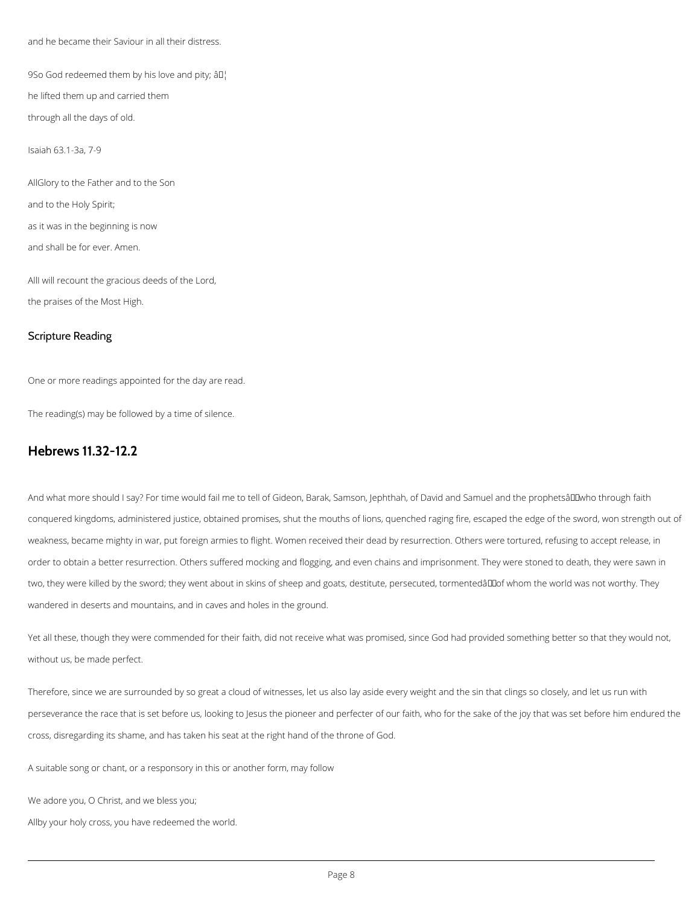and he became their Saviour in all their distress.

9So God redeemed them by his love and pity; â¦

he lifted them up and carried them

through all the days of old.

Isaiah 63.1-3a, 7-9

AllGlory to the Father and to the Son

and to the Holy Spirit;

as it was in the beginning is now

and shall be for ever. Amen.

AllI will recount the gracious deeds of the Lord,

the praises of the Most High.

## Scripture Reading

One or more readings appointed for the day are read.

The reading(s) may be followed by a time of silence.

## Hebrews 11.32-12.2

And what more should I say? For time would fail me to tell of Gideon, Barak, Samson, Jephthah, of David and Samuel and the prophetsâwho through faith conquered kingdoms, administered justice, obtained promises, shut the mouths of lions, quenched raging fire, escaped the edge of the sword, won strength out of weakness, became mighty in war, put foreign armies to flight. Women received their dead by resurrection. Others were tortured, refusing to accept release, in order to obtain a better resurrection. Others suffered mocking and flogging, and even chains and imprisonment. They were stoned to death, they were sawn in two, they were killed by the sword; they went about in skins of sheep and goats, destitute, persecuted, tormentedâof whom the world was not worthy. They wandered in deserts and mountains, and in caves and holes in the ground.

Yet all these, though they were commended for their faith, did not receive what was promised, since God had provided something better so that they would not, without us, be made perfect.

Therefore, since we are surrounded by so great a cloud of witnesses, let us also lay aside every weight and the sin that clings so closely, and let us run with perseverance the race that is set before us, looking to Jesus the pioneer and perfecter of our faith, who for the sake of the joy that was set before him endured the cross, disregarding its shame, and has taken his seat at the right hand of the throne of God.

A suitable song or chant, or a responsory in this or another form, may follow

We adore you, O Christ, and we bless you;

Allby your holy cross, you have redeemed the world.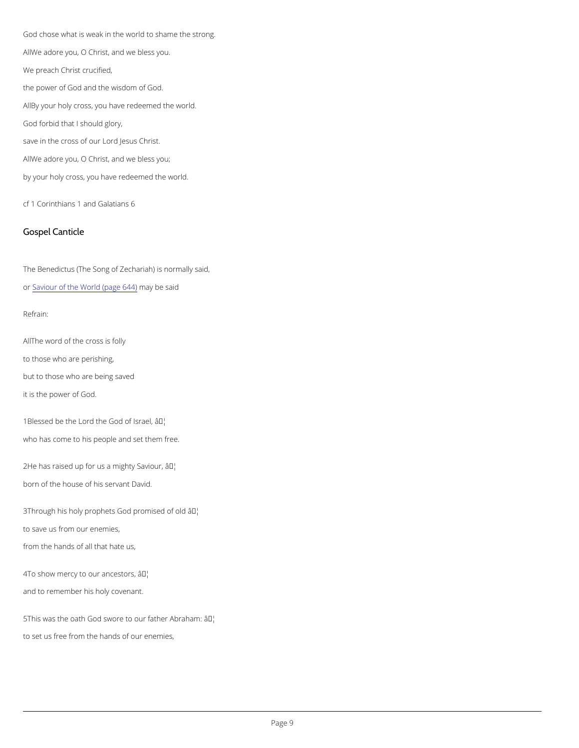God chose what is weak in the world to shame the strong.

AllWe adore you, O Christ, and we bless you.

We preach Christ crucified,

the power of God and the wisdom of God.

AllBy your holy cross, you have redeemed the world.

God forbid that I should glory,

save in the cross of our Lord Jesus Christ.

AllWe adore you, O Christ, and we bless you;

by your holy cross, you have redeemed the world.

cf 1 Corinthians 1 and Galatians 6

## Gospel Canticle

The Benedictus (The Song of Zechariah) is normally said,

or Saviour of the World (page 644) may be said

Refrain:

AllThe word of the cross is folly

to those who are perishing,

but to those who are being saved

it is the power of God.

1Blessed be the Lord the God of Israel, â¦

who has come to his people and set them free.

2He has raised up for us a mighty Saviour, â¦

born of the house of his servant David.

3Through his holy prophets God promised of old â¦

to save us from our enemies,

from the hands of all that hate us,

4To show mercy to our ancestors, â¦

and to remember his holy covenant.

5This was the oath God swore to our father Abraham: â¦

to set us free from the hands of our enemies,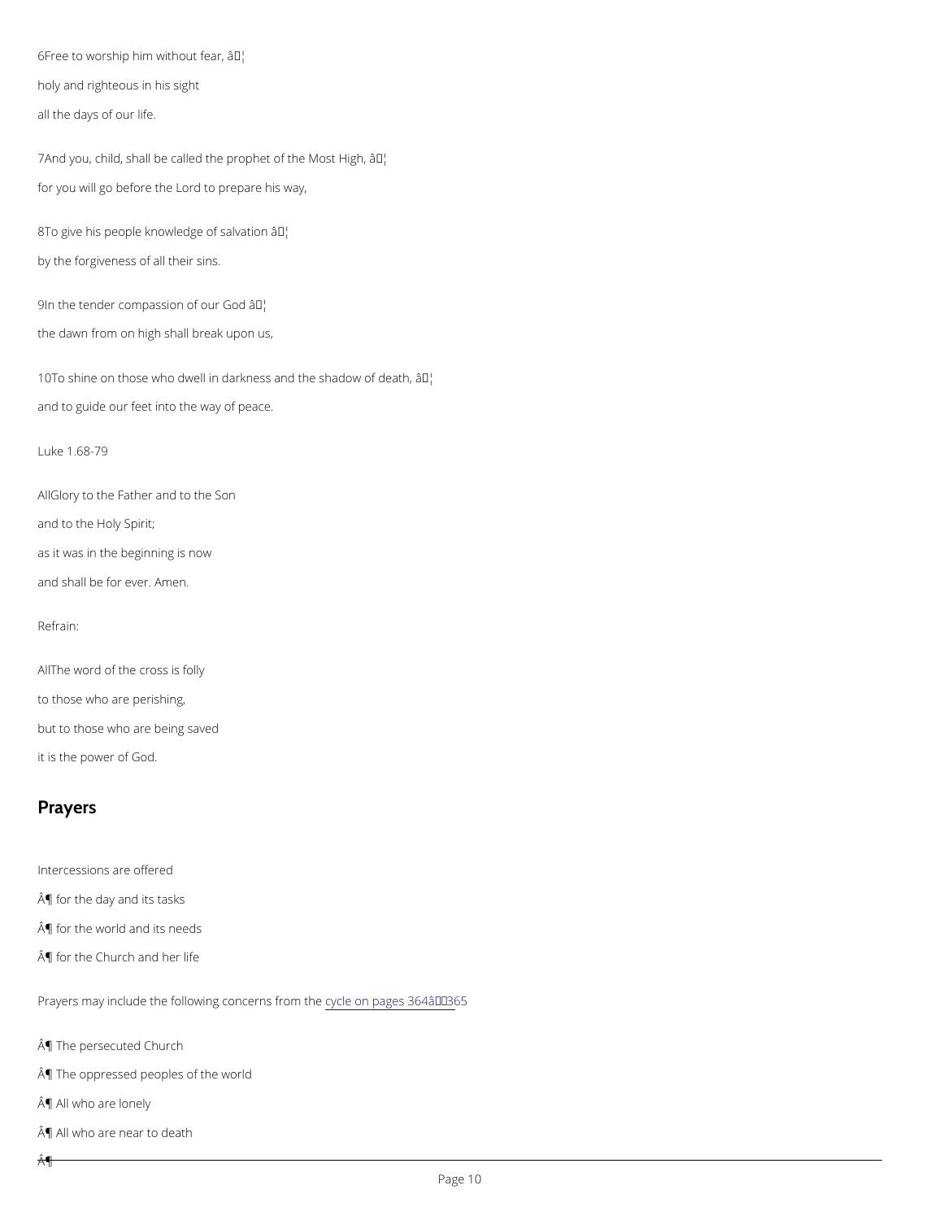6Free to worship him without fear, â¦

holy and righteous in his sight

all the days of our life.

7And you, child, shall be called the prophet of the Most High, â¦

for you will go before the Lord to prepare his way,

8To give his people knowledge of salvation â¦

by the forgiveness of all their sins.

9In the tender compassion of our God â¦

the dawn from on high shall break upon us,

10To shine on those who dwell in darkness and the shadow of death, â¦

and to guide our feet into the way of peace.

Luke 1.68-79

AllGlory to the Father and to the Son

and to the Holy Spirit;

as it was in the beginning is now

and shall be for ever. Amen.

Refrain:

AllThe word of the cross is folly

to those who are perishing,

but to those who are being saved

it is the power of God.

## Prayers

Intercessions are offered

Â¶ for the day and its tasks

Â¶ for the world and its needs

Â¶ for the Church and her life

Prayers may include the following concerns from the cycle on pages 364â365

Â¶ The persecuted Church

Â¶ The oppressed peoples of the world

Â¶ All who are lonely

Â¶ All who are near to death

Â¶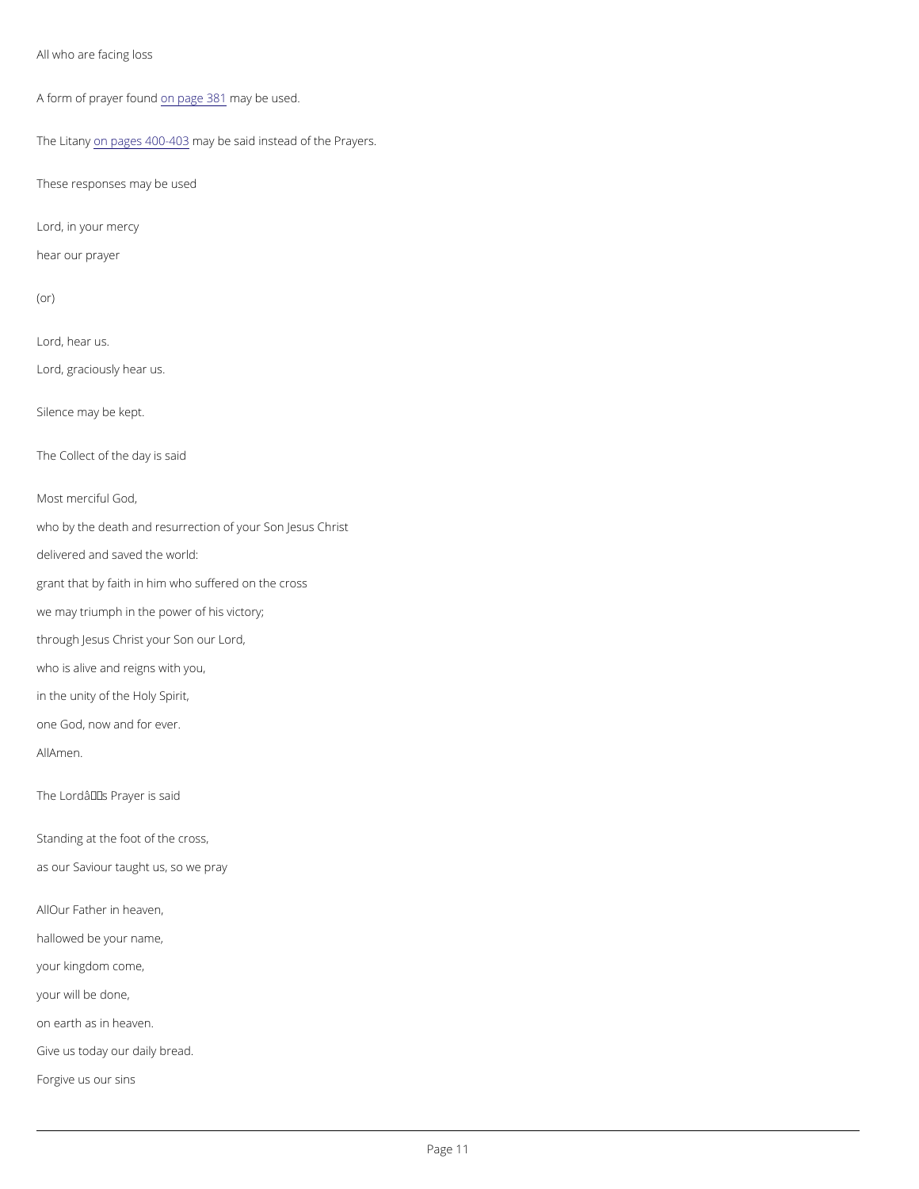All who are facing loss

A form of prayer found on page 381 may be used.

The Litany on pages 400-403 may be said instead of the Prayers.

These responses may be used

Lord, in your mercy

hear our prayer

(or)

Lord, hear us.

Lord, graciously hear us.

Silence may be kept.

The Collect of the day is said

Most merciful God,

who by the death and resurrection of your Son Jesus Christ

delivered and saved the world:

grant that by faith in him who suffered on the cross

we may triumph in the power of his victory;

through Jesus Christ your Son our Lord,

who is alive and reigns with you,

in the unity of the Holy Spirit,

one God, now and for ever.

All Amen.

The Lord's Prayer is said

Standing at the foot of the cross,

as our Saviour taught us, so we pray

All Our Father in heaven,

hallowed be your name,

your kingdom come,

your will be done,

on earth as in heaven.

Give us today our daily bread.

Forgive us our sins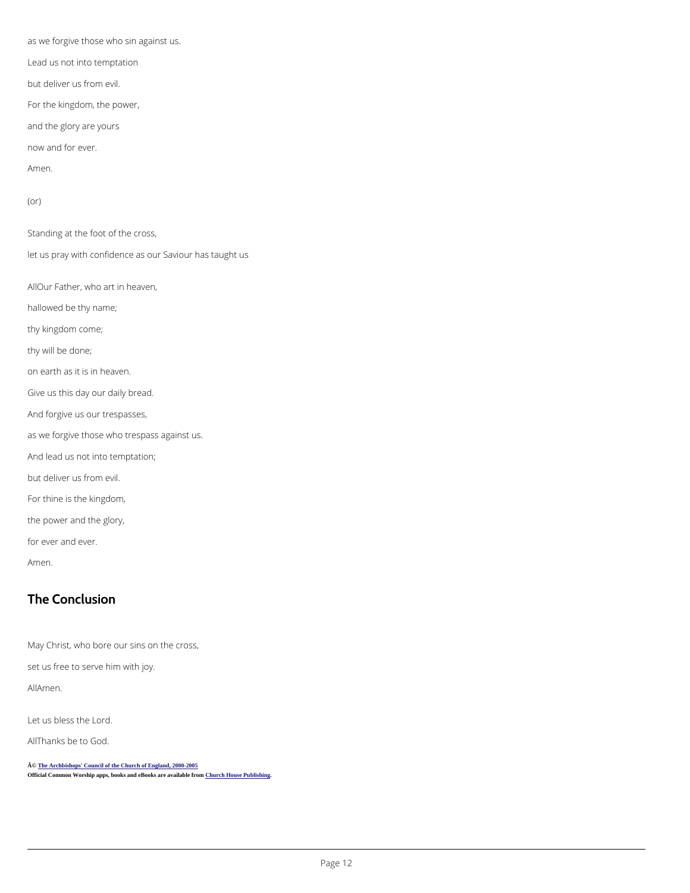as we forgive those who sin against us.

Lead us not into temptation

but deliver us from evil.

For the kingdom, the power,

and the glory are yours

now and for ever.

Amen.

(or)

Standing at the foot of the cross,

let us pray with confidence as our Saviour has taught us

AllOur Father, who art in heaven,

hallowed be thy name;

thy kingdom come;

thy will be done;

on earth as it is in heaven.

Give us this day our daily bread.

And forgive us our trespasses,

as we forgive those who trespass against us.

And lead us not into temptation;

but deliver us from evil.

For thine is the kingdom,

the power and the glory,

for ever and ever.

Amen.

## The Conclusion

May Christ, who bore our sins on the cross,

set us free to serve him with joy.

AllAmen.

Let us bless the Lord.

AllThanks be to God.

Â© The Archbishops' Council of the Church of England, 2000-2005

**Official Common Worship apps, books and eBooks are available from Church House Publishing.**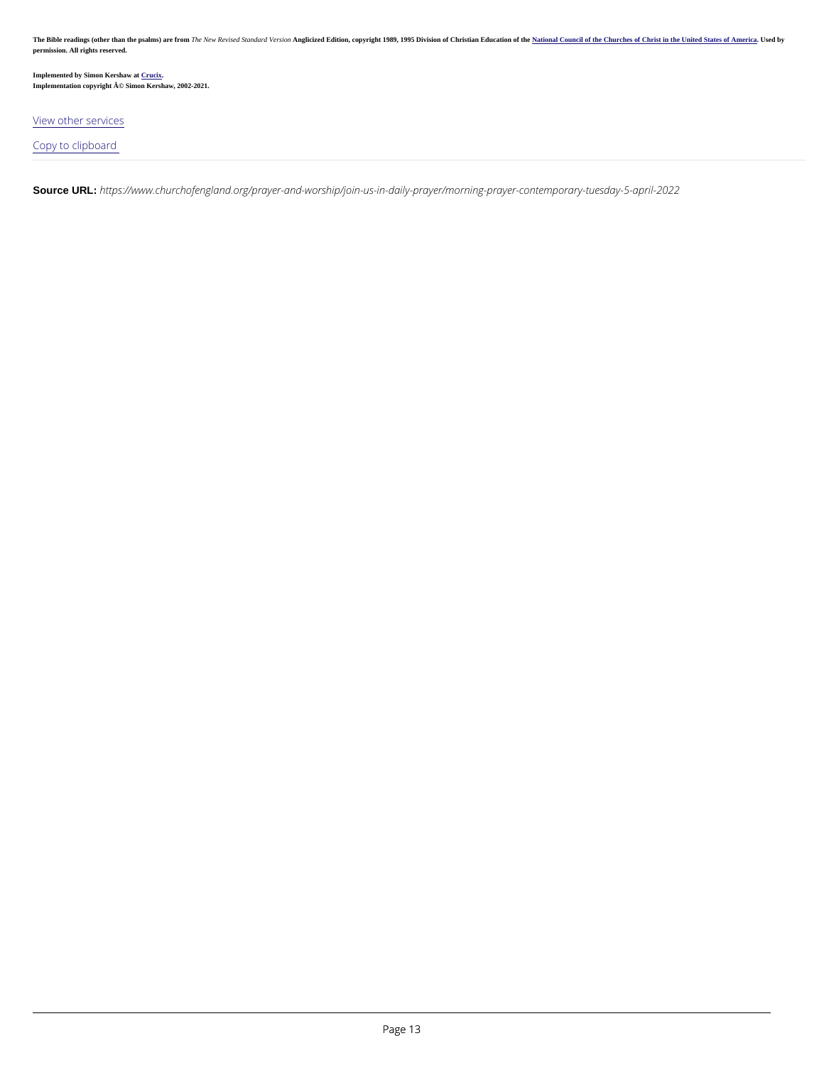**The Bible readings (other than the psalms) are from** *The New Revised Standard Version* **Anglicized Edition, copyright 1989, 1995 Division of Christian Education of the National Council of the Churches of Christ in the United States of America. Used by permission. All rights reserved.**

**Implemented by Simon Kershaw at Crucix.**
**Implementation copyright Â© Simon Kershaw, 2002-2021.**

View other services

Copy to clipboard

---

**Source URL:** *https://www.churchofengland.org/prayer-and-worship/join-us-in-daily-prayer/morning-prayer-contemporary-tuesday-5-april-2022*